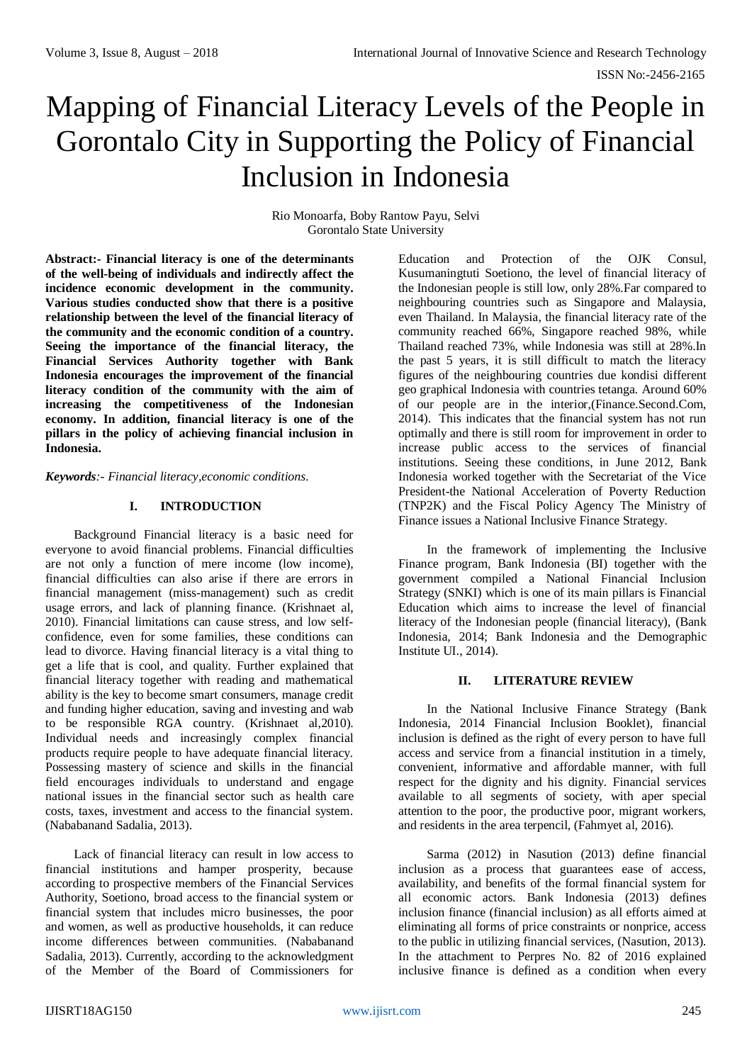# Mapping of Financial Literacy Levels of the People in Gorontalo City in Supporting the Policy of Financial Inclusion in Indonesia

Rio Monoarfa, Boby Rantow Payu, Selvi
Gorontalo State University

**Abstract:- Financial literacy is one of the determinants of the well-being of individuals and indirectly affect the incidence economic development in the community. Various studies conducted show that there is a positive relationship between the level of the financial literacy of the community and the economic condition of a country. Seeing the importance of the financial literacy, the Financial Services Authority together with Bank Indonesia encourages the improvement of the financial literacy condition of the community with the aim of increasing the competitiveness of the Indonesian economy. In addition, financial literacy is one of the pillars in the policy of achieving financial inclusion in Indonesia.**

***Keywords****:- Financial literacy,economic conditions.*

## I. INTRODUCTION

Background Financial literacy is a basic need for everyone to avoid financial problems. Financial difficulties are not only a function of mere income (low income), financial difficulties can also arise if there are errors in financial management (miss-management) such as credit usage errors, and lack of planning finance. (Krishnaet al, 2010). Financial limitations can cause stress, and low self-confidence, even for some families, these conditions can lead to divorce. Having financial literacy is a vital thing to get a life that is cool, and quality. Further explained that financial literacy together with reading and mathematical ability is the key to become smart consumers, manage credit and funding higher education, saving and investing and wab to be responsible RGA country. (Krishnaet al,2010). Individual needs and increasingly complex financial products require people to have adequate financial literacy. Possessing mastery of science and skills in the financial field encourages individuals to understand and engage national issues in the financial sector such as health care costs, taxes, investment and access to the financial system. (Nababanand Sadalia, 2013).

Lack of financial literacy can result in low access to financial institutions and hamper prosperity, because according to prospective members of the Financial Services Authority, Soetiono, broad access to the financial system or financial system that includes micro businesses, the poor and women, as well as productive households, it can reduce income differences between communities. (Nababanand Sadalia, 2013). Currently, according to the acknowledgment of the Member of the Board of Commissioners for Education and Protection of the OJK Consul, Kusumaningtuti Soetiono, the level of financial literacy of the Indonesian people is still low, only 28%.Far compared to neighbouring countries such as Singapore and Malaysia, even Thailand. In Malaysia, the financial literacy rate of the community reached 66%, Singapore reached 98%, while Thailand reached 73%, while Indonesia was still at 28%.In the past 5 years, it is still difficult to match the literacy figures of the neighbouring countries due kondisi different geo graphical Indonesia with countries tetanga. Around 60% of our people are in the interior,(Finance.Second.Com, 2014). This indicates that the financial system has not run optimally and there is still room for improvement in order to increase public access to the services of financial institutions. Seeing these conditions, in June 2012, Bank Indonesia worked together with the Secretariat of the Vice President-the National Acceleration of Poverty Reduction (TNP2K) and the Fiscal Policy Agency The Ministry of Finance issues a National Inclusive Finance Strategy.

In the framework of implementing the Inclusive Finance program, Bank Indonesia (BI) together with the government compiled a National Financial Inclusion Strategy (SNKI) which is one of its main pillars is Financial Education which aims to increase the level of financial literacy of the Indonesian people (financial literacy), (Bank Indonesia, 2014; Bank Indonesia and the Demographic Institute UI., 2014).

## II. LITERATURE REVIEW

In the National Inclusive Finance Strategy (Bank Indonesia, 2014 Financial Inclusion Booklet), financial inclusion is defined as the right of every person to have full access and service from a financial institution in a timely, convenient, informative and affordable manner, with full respect for the dignity and his dignity. Financial services available to all segments of society, with aper special attention to the poor, the productive poor, migrant workers, and residents in the area terpencil, (Fahmyet al, 2016).

Sarma (2012) in Nasution (2013) define financial inclusion as a process that guarantees ease of access, availability, and benefits of the formal financial system for all economic actors. Bank Indonesia (2013) defines inclusion finance (financial inclusion) as all efforts aimed at eliminating all forms of price constraints or nonprice, access to the public in utilizing financial services, (Nasution, 2013). In the attachment to Perpres No. 82 of 2016 explained inclusive finance is defined as a condition when every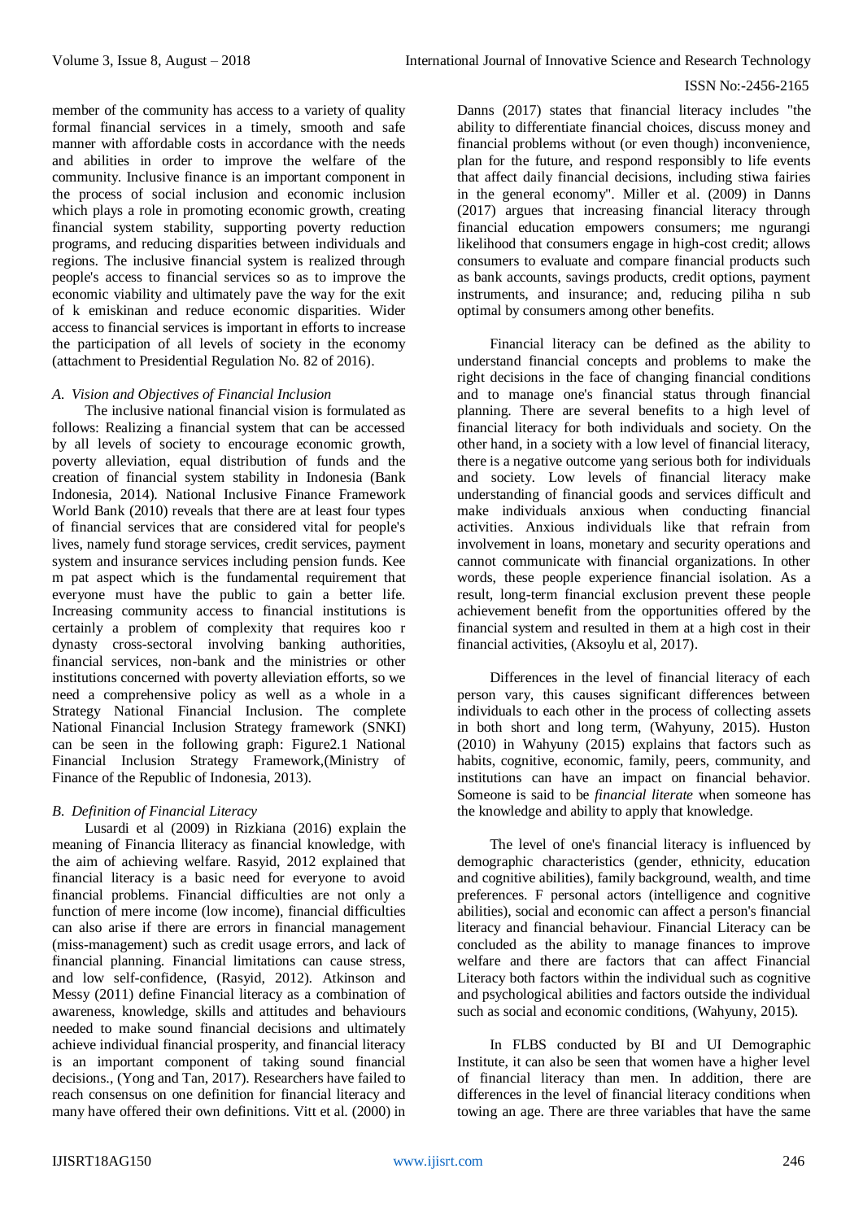member of the community has access to a variety of quality formal financial services in a timely, smooth and safe manner with affordable costs in accordance with the needs and abilities in order to improve the welfare of the community. Inclusive finance is an important component in the process of social inclusion and economic inclusion which plays a role in promoting economic growth, creating financial system stability, supporting poverty reduction programs, and reducing disparities between individuals and regions. The inclusive financial system is realized through people's access to financial services so as to improve the economic viability and ultimately pave the way for the exit of k emiskinan and reduce economic disparities. Wider access to financial services is important in efforts to increase the participation of all levels of society in the economy (attachment to Presidential Regulation No. 82 of 2016).

### *A. Vision and Objectives of Financial Inclusion*

The inclusive national financial vision is formulated as follows: Realizing a financial system that can be accessed by all levels of society to encourage economic growth, poverty alleviation, equal distribution of funds and the creation of financial system stability in Indonesia (Bank Indonesia, 2014). National Inclusive Finance Framework World Bank (2010) reveals that there are at least four types of financial services that are considered vital for people's lives, namely fund storage services, credit services, payment system and insurance services including pension funds. Kee m pat aspect which is the fundamental requirement that everyone must have the public to gain a better life. Increasing community access to financial institutions is certainly a problem of complexity that requires koo r dynasty cross-sectoral involving banking authorities, financial services, non-bank and the ministries or other institutions concerned with poverty alleviation efforts, so we need a comprehensive policy as well as a whole in a Strategy National Financial Inclusion. The complete National Financial Inclusion Strategy framework (SNKI) can be seen in the following graph: Figure2.1 National Financial Inclusion Strategy Framework,(Ministry of Finance of the Republic of Indonesia, 2013).

### *B. Definition of Financial Literacy*

Lusardi et al (2009) in Rizkiana (2016) explain the meaning of Financia lliteracy as financial knowledge, with the aim of achieving welfare. Rasyid, 2012 explained that financial literacy is a basic need for everyone to avoid financial problems. Financial difficulties are not only a function of mere income (low income), financial difficulties can also arise if there are errors in financial management (miss-management) such as credit usage errors, and lack of financial planning. Financial limitations can cause stress, and low self-confidence, (Rasyid, 2012). Atkinson and Messy (2011) define Financial literacy as a combination of awareness, knowledge, skills and attitudes and behaviours needed to make sound financial decisions and ultimately achieve individual financial prosperity, and financial literacy is an important component of taking sound financial decisions., (Yong and Tan, 2017). Researchers have failed to reach consensus on one definition for financial literacy and many have offered their own definitions. Vitt et al. (2000) in Danns (2017) states that financial literacy includes "the ability to differentiate financial choices, discuss money and financial problems without (or even though) inconvenience, plan for the future, and respond responsibly to life events that affect daily financial decisions, including stiwa fairies in the general economy". Miller et al. (2009) in Danns (2017) argues that increasing financial literacy through financial education empowers consumers; me ngurangi likelihood that consumers engage in high-cost credit; allows consumers to evaluate and compare financial products such as bank accounts, savings products, credit options, payment instruments, and insurance; and, reducing piliha n sub optimal by consumers among other benefits.

Financial literacy can be defined as the ability to understand financial concepts and problems to make the right decisions in the face of changing financial conditions and to manage one's financial status through financial planning. There are several benefits to a high level of financial literacy for both individuals and society. On the other hand, in a society with a low level of financial literacy, there is a negative outcome yang serious both for individuals and society. Low levels of financial literacy make understanding of financial goods and services difficult and make individuals anxious when conducting financial activities. Anxious individuals like that refrain from involvement in loans, monetary and security operations and cannot communicate with financial organizations. In other words, these people experience financial isolation. As a result, long-term financial exclusion prevent these people achievement benefit from the opportunities offered by the financial system and resulted in them at a high cost in their financial activities, (Aksoylu et al, 2017).

Differences in the level of financial literacy of each person vary, this causes significant differences between individuals to each other in the process of collecting assets in both short and long term, (Wahyuny, 2015). Huston (2010) in Wahyuny (2015) explains that factors such as habits, cognitive, economic, family, peers, community, and institutions can have an impact on financial behavior. Someone is said to be *financial literate* when someone has the knowledge and ability to apply that knowledge.

The level of one's financial literacy is influenced by demographic characteristics (gender, ethnicity, education and cognitive abilities), family background, wealth, and time preferences. F personal actors (intelligence and cognitive abilities), social and economic can affect a person's financial literacy and financial behaviour. Financial Literacy can be concluded as the ability to manage finances to improve welfare and there are factors that can affect Financial Literacy both factors within the individual such as cognitive and psychological abilities and factors outside the individual such as social and economic conditions, (Wahyuny, 2015).

In FLBS conducted by BI and UI Demographic Institute, it can also be seen that women have a higher level of financial literacy than men. In addition, there are differences in the level of financial literacy conditions when towing an age. There are three variables that have the same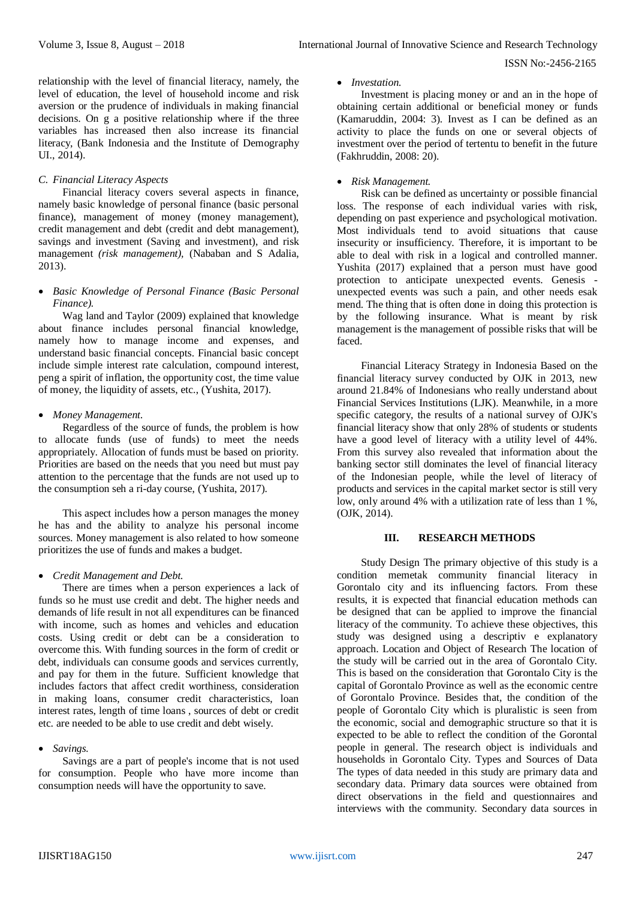relationship with the level of financial literacy, namely, the level of education, the level of household income and risk aversion or the prudence of individuals in making financial decisions. On g a positive relationship where if the three variables has increased then also increase its financial literacy, (Bank Indonesia and the Institute of Demography UI., 2014).

### C. Financial Literacy Aspects

Financial literacy covers several aspects in finance, namely basic knowledge of personal finance (basic personal finance), management of money (money management), credit management and debt (credit and debt management), savings and investment (Saving and investment), and risk management *(risk management)*, (Nababan and S Adalia, 2013).

- *Basic Knowledge of Personal Finance (Basic Personal Finance).*

Wag land and Taylor (2009) explained that knowledge about finance includes personal financial knowledge, namely how to manage income and expenses, and understand basic financial concepts. Financial basic concept include simple interest rate calculation, compound interest, peng a spirit of inflation, the opportunity cost, the time value of money, the liquidity of assets, etc., (Yushita, 2017).

- *Money Management.*

Regardless of the source of funds, the problem is how to allocate funds (use of funds) to meet the needs appropriately. Allocation of funds must be based on priority. Priorities are based on the needs that you need but must pay attention to the percentage that the funds are not used up to the consumption seh a ri-day course, (Yushita, 2017).

This aspect includes how a person manages the money he has and the ability to analyze his personal income sources. Money management is also related to how someone prioritizes the use of funds and makes a budget.

- *Credit Management and Debt.*

There are times when a person experiences a lack of funds so he must use credit and debt. The higher needs and demands of life result in not all expenditures can be financed with income, such as homes and vehicles and education costs. Using credit or debt can be a consideration to overcome this. With funding sources in the form of credit or debt, individuals can consume goods and services currently, and pay for them in the future. Sufficient knowledge that includes factors that affect credit worthiness, consideration in making loans, consumer credit characteristics, loan interest rates, length of time loans , sources of debt or credit etc. are needed to be able to use credit and debt wisely.

- *Savings.*

Savings are a part of people's income that is not used for consumption. People who have more income than consumption needs will have the opportunity to save.

- *Investation.*

Investment is placing money or and an in the hope of obtaining certain additional or beneficial money or funds (Kamaruddin, 2004: 3). Invest as I can be defined as an activity to place the funds on one or several objects of investment over the period of tertentu to benefit in the future (Fakhruddin, 2008: 20).

- *Risk Management.*

Risk can be defined as uncertainty or possible financial loss. The response of each individual varies with risk, depending on past experience and psychological motivation. Most individuals tend to avoid situations that cause insecurity or insufficiency. Therefore, it is important to be able to deal with risk in a logical and controlled manner. Yushita (2017) explained that a person must have good protection to anticipate unexpected events. Genesis - unexpected events was such a pain, and other needs esak mend. The thing that is often done in doing this protection is by the following insurance. What is meant by risk management is the management of possible risks that will be faced.

Financial Literacy Strategy in Indonesia Based on the financial literacy survey conducted by OJK in 2013, new around 21.84% of Indonesians who really understand about Financial Services Institutions (LJK). Meanwhile, in a more specific category, the results of a national survey of OJK's financial literacy show that only 28% of students or students have a good level of literacy with a utility level of 44%. From this survey also revealed that information about the banking sector still dominates the level of financial literacy of the Indonesian people, while the level of literacy of products and services in the capital market sector is still very low, only around 4% with a utilization rate of less than 1 %, (OJK, 2014).

## III. RESEARCH METHODS

Study Design The primary objective of this study is a condition memetak community financial literacy in Gorontalo city and its influencing factors. From these results, it is expected that financial education methods can be designed that can be applied to improve the financial literacy of the community. To achieve these objectives, this study was designed using a descriptiv e explanatory approach. Location and Object of Research The location of the study will be carried out in the area of Gorontalo City. This is based on the consideration that Gorontalo City is the capital of Gorontalo Province as well as the economic centre of Gorontalo Province. Besides that, the condition of the people of Gorontalo City which is pluralistic is seen from the economic, social and demographic structure so that it is expected to be able to reflect the condition of the Gorontal people in general. The research object is individuals and households in Gorontalo City. Types and Sources of Data The types of data needed in this study are primary data and secondary data. Primary data sources were obtained from direct observations in the field and questionnaires and interviews with the community. Secondary data sources in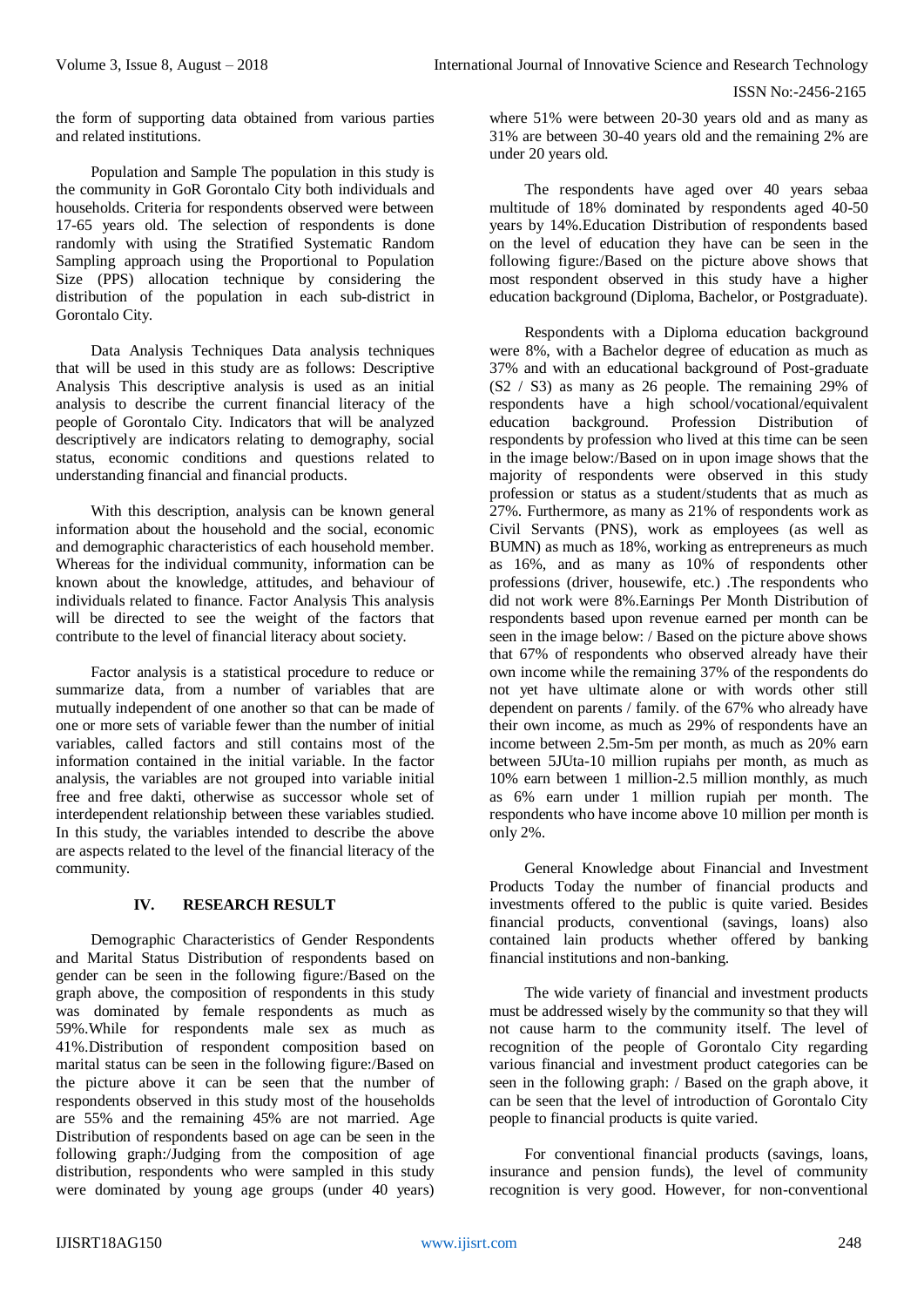the form of supporting data obtained from various parties and related institutions.

Population and Sample The population in this study is the community in GoR Gorontalo City both individuals and households. Criteria for respondents observed were between 17-65 years old. The selection of respondents is done randomly with using the Stratified Systematic Random Sampling approach using the Proportional to Population Size (PPS) allocation technique by considering the distribution of the population in each sub-district in Gorontalo City.

Data Analysis Techniques Data analysis techniques that will be used in this study are as follows: Descriptive Analysis This descriptive analysis is used as an initial analysis to describe the current financial literacy of the people of Gorontalo City. Indicators that will be analyzed descriptively are indicators relating to demography, social status, economic conditions and questions related to understanding financial and financial products.

With this description, analysis can be known general information about the household and the social, economic and demographic characteristics of each household member. Whereas for the individual community, information can be known about the knowledge, attitudes, and behaviour of individuals related to finance. Factor Analysis This analysis will be directed to see the weight of the factors that contribute to the level of financial literacy about society.

Factor analysis is a statistical procedure to reduce or summarize data, from a number of variables that are mutually independent of one another so that can be made of one or more sets of variable fewer than the number of initial variables, called factors and still contains most of the information contained in the initial variable. In the factor analysis, the variables are not grouped into variable initial free and free dakti, otherwise as successor whole set of interdependent relationship between these variables studied. In this study, the variables intended to describe the above are aspects related to the level of the financial literacy of the community.

## IV. RESEARCH RESULT

Demographic Characteristics of Gender Respondents and Marital Status Distribution of respondents based on gender can be seen in the following figure:/Based on the graph above, the composition of respondents in this study was dominated by female respondents as much as 59%.While for respondents male sex as much as 41%.Distribution of respondent composition based on marital status can be seen in the following figure:/Based on the picture above it can be seen that the number of respondents observed in this study most of the households are 55% and the remaining 45% are not married. Age Distribution of respondents based on age can be seen in the following graph:/Judging from the composition of age distribution, respondents who were sampled in this study were dominated by young age groups (under 40 years) where 51% were between 20-30 years old and as many as 31% are between 30-40 years old and the remaining 2% are under 20 years old.

The respondents have aged over 40 years sebaa multitude of 18% dominated by respondents aged 40-50 years by 14%.Education Distribution of respondents based on the level of education they have can be seen in the following figure:/Based on the picture above shows that most respondent observed in this study have a higher education background (Diploma, Bachelor, or Postgraduate).

Respondents with a Diploma education background were 8%, with a Bachelor degree of education as much as 37% and with an educational background of Post-graduate (S2 / S3) as many as 26 people. The remaining 29% of respondents have a high school/vocational/equivalent education background. Profession Distribution of respondents by profession who lived at this time can be seen in the image below:/Based on in upon image shows that the majority of respondents were observed in this study profession or status as a student/students that as much as 27%. Furthermore, as many as 21% of respondents work as Civil Servants (PNS), work as employees (as well as BUMN) as much as 18%, working as entrepreneurs as much as 16%, and as many as 10% of respondents other professions (driver, housewife, etc.) .The respondents who did not work were 8%.Earnings Per Month Distribution of respondents based upon revenue earned per month can be seen in the image below: / Based on the picture above shows that 67% of respondents who observed already have their own income while the remaining 37% of the respondents do not yet have ultimate alone or with words other still dependent on parents / family. of the 67% who already have their own income, as much as 29% of respondents have an income between 2.5m-5m per month, as much as 20% earn between 5JUta-10 million rupiahs per month, as much as 10% earn between 1 million-2.5 million monthly, as much as 6% earn under 1 million rupiah per month. The respondents who have income above 10 million per month is only 2%.

General Knowledge about Financial and Investment Products Today the number of financial products and investments offered to the public is quite varied. Besides financial products, conventional (savings, loans) also contained lain products whether offered by banking financial institutions and non-banking.

The wide variety of financial and investment products must be addressed wisely by the community so that they will not cause harm to the community itself. The level of recognition of the people of Gorontalo City regarding various financial and investment product categories can be seen in the following graph: / Based on the graph above, it can be seen that the level of introduction of Gorontalo City people to financial products is quite varied.

For conventional financial products (savings, loans, insurance and pension funds), the level of community recognition is very good. However, for non-conventional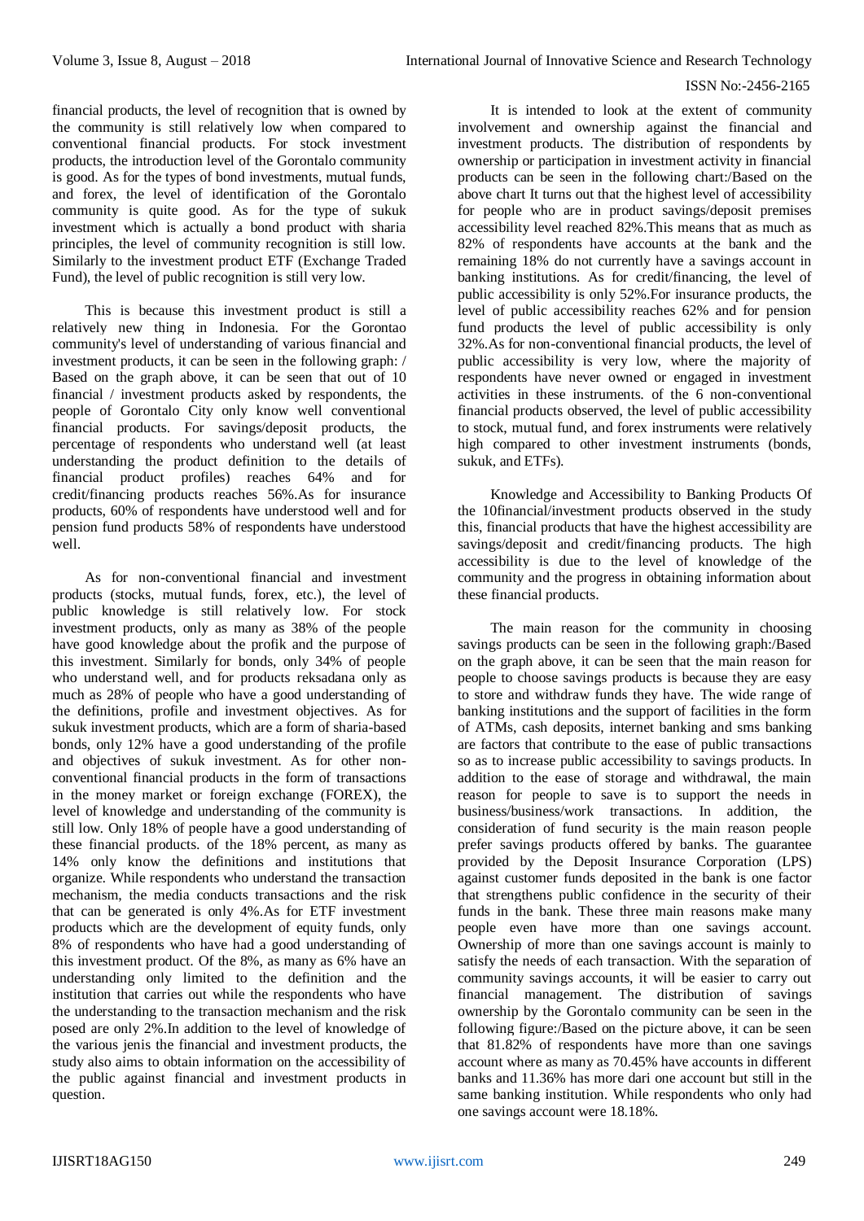financial products, the level of recognition that is owned by the community is still relatively low when compared to conventional financial products. For stock investment products, the introduction level of the Gorontalo community is good. As for the types of bond investments, mutual funds, and forex, the level of identification of the Gorontalo community is quite good. As for the type of sukuk investment which is actually a bond product with sharia principles, the level of community recognition is still low. Similarly to the investment product ETF (Exchange Traded Fund), the level of public recognition is still very low.

This is because this investment product is still a relatively new thing in Indonesia. For the Gorontao community's level of understanding of various financial and investment products, it can be seen in the following graph: / Based on the graph above, it can be seen that out of 10 financial / investment products asked by respondents, the people of Gorontalo City only know well conventional financial products. For savings/deposit products, the percentage of respondents who understand well (at least understanding the product definition to the details of financial product profiles) reaches 64% and for credit/financing products reaches 56%.As for insurance products, 60% of respondents have understood well and for pension fund products 58% of respondents have understood well.

As for non-conventional financial and investment products (stocks, mutual funds, forex, etc.), the level of public knowledge is still relatively low. For stock investment products, only as many as 38% of the people have good knowledge about the profik and the purpose of this investment. Similarly for bonds, only 34% of people who understand well, and for products reksadana only as much as 28% of people who have a good understanding of the definitions, profile and investment objectives. As for sukuk investment products, which are a form of sharia-based bonds, only 12% have a good understanding of the profile and objectives of sukuk investment. As for other non-conventional financial products in the form of transactions in the money market or foreign exchange (FOREX), the level of knowledge and understanding of the community is still low. Only 18% of people have a good understanding of these financial products. of the 18% percent, as many as 14% only know the definitions and institutions that organize. While respondents who understand the transaction mechanism, the media conducts transactions and the risk that can be generated is only 4%.As for ETF investment products which are the development of equity funds, only 8% of respondents who have had a good understanding of this investment product. Of the 8%, as many as 6% have an understanding only limited to the definition and the institution that carries out while the respondents who have the understanding to the transaction mechanism and the risk posed are only 2%.In addition to the level of knowledge of the various jenis the financial and investment products, the study also aims to obtain information on the accessibility of the public against financial and investment products in question.

It is intended to look at the extent of community involvement and ownership against the financial and investment products. The distribution of respondents by ownership or participation in investment activity in financial products can be seen in the following chart:/Based on the above chart It turns out that the highest level of accessibility for people who are in product savings/deposit premises accessibility level reached 82%.This means that as much as 82% of respondents have accounts at the bank and the remaining 18% do not currently have a savings account in banking institutions. As for credit/financing, the level of public accessibility is only 52%.For insurance products, the level of public accessibility reaches 62% and for pension fund products the level of public accessibility is only 32%.As for non-conventional financial products, the level of public accessibility is very low, where the majority of respondents have never owned or engaged in investment activities in these instruments. of the 6 non-conventional financial products observed, the level of public accessibility to stock, mutual fund, and forex instruments were relatively high compared to other investment instruments (bonds, sukuk, and ETFs).

Knowledge and Accessibility to Banking Products Of the 10financial/investment products observed in the study this, financial products that have the highest accessibility are savings/deposit and credit/financing products. The high accessibility is due to the level of knowledge of the community and the progress in obtaining information about these financial products.

The main reason for the community in choosing savings products can be seen in the following graph:/Based on the graph above, it can be seen that the main reason for people to choose savings products is because they are easy to store and withdraw funds they have. The wide range of banking institutions and the support of facilities in the form of ATMs, cash deposits, internet banking and sms banking are factors that contribute to the ease of public transactions so as to increase public accessibility to savings products. In addition to the ease of storage and withdrawal, the main reason for people to save is to support the needs in business/business/work transactions. In addition, the consideration of fund security is the main reason people prefer savings products offered by banks. The guarantee provided by the Deposit Insurance Corporation (LPS) against customer funds deposited in the bank is one factor that strengthens public confidence in the security of their funds in the bank. These three main reasons make many people even have more than one savings account. Ownership of more than one savings account is mainly to satisfy the needs of each transaction. With the separation of community savings accounts, it will be easier to carry out financial management. The distribution of savings ownership by the Gorontalo community can be seen in the following figure:/Based on the picture above, it can be seen that 81.82% of respondents have more than one savings account where as many as 70.45% have accounts in different banks and 11.36% has more dari one account but still in the same banking institution. While respondents who only had one savings account were 18.18%.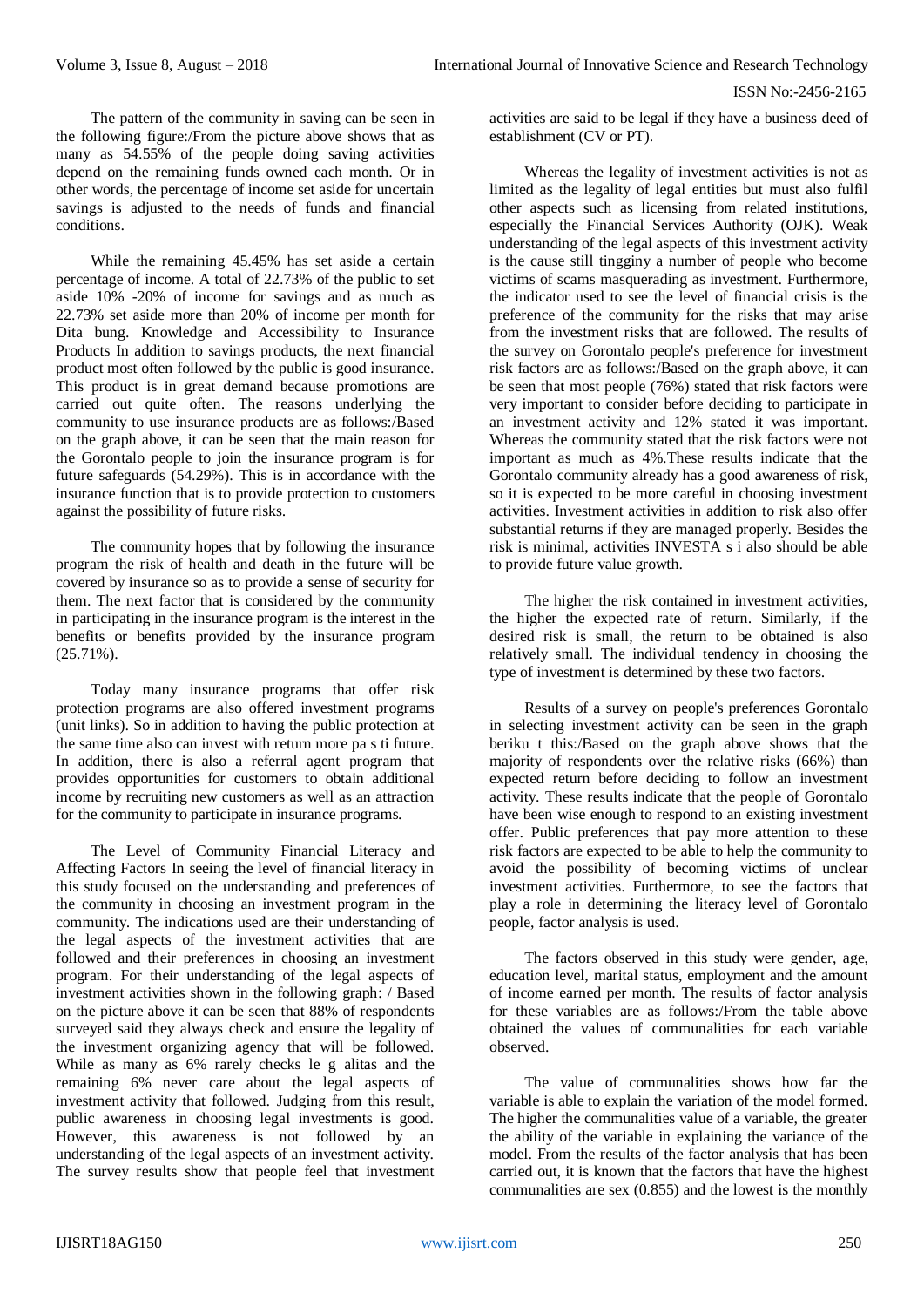The pattern of the community in saving can be seen in the following figure:/From the picture above shows that as many as 54.55% of the people doing saving activities depend on the remaining funds owned each month. Or in other words, the percentage of income set aside for uncertain savings is adjusted to the needs of funds and financial conditions.

While the remaining 45.45% has set aside a certain percentage of income. A total of 22.73% of the public to set aside 10% -20% of income for savings and as much as 22.73% set aside more than 20% of income per month for Dita bung. Knowledge and Accessibility to Insurance Products In addition to savings products, the next financial product most often followed by the public is good insurance. This product is in great demand because promotions are carried out quite often. The reasons underlying the community to use insurance products are as follows:/Based on the graph above, it can be seen that the main reason for the Gorontalo people to join the insurance program is for future safeguards (54.29%). This is in accordance with the insurance function that is to provide protection to customers against the possibility of future risks.

The community hopes that by following the insurance program the risk of health and death in the future will be covered by insurance so as to provide a sense of security for them. The next factor that is considered by the community in participating in the insurance program is the interest in the benefits or benefits provided by the insurance program (25.71%).

Today many insurance programs that offer risk protection programs are also offered investment programs (unit links). So in addition to having the public protection at the same time also can invest with return more pa s ti future. In addition, there is also a referral agent program that provides opportunities for customers to obtain additional income by recruiting new customers as well as an attraction for the community to participate in insurance programs.

The Level of Community Financial Literacy and Affecting Factors In seeing the level of financial literacy in this study focused on the understanding and preferences of the community in choosing an investment program in the community. The indications used are their understanding of the legal aspects of the investment activities that are followed and their preferences in choosing an investment program. For their understanding of the legal aspects of investment activities shown in the following graph: / Based on the picture above it can be seen that 88% of respondents surveyed said they always check and ensure the legality of the investment organizing agency that will be followed. While as many as 6% rarely checks le g alitas and the remaining 6% never care about the legal aspects of investment activity that followed. Judging from this result, public awareness in choosing legal investments is good. However, this awareness is not followed by an understanding of the legal aspects of an investment activity. The survey results show that people feel that investment activities are said to be legal if they have a business deed of establishment (CV or PT).

Whereas the legality of investment activities is not as limited as the legality of legal entities but must also fulfil other aspects such as licensing from related institutions, especially the Financial Services Authority (OJK). Weak understanding of the legal aspects of this investment activity is the cause still tingginy a number of people who become victims of scams masquerading as investment. Furthermore, the indicator used to see the level of financial crisis is the preference of the community for the risks that may arise from the investment risks that are followed. The results of the survey on Gorontalo people's preference for investment risk factors are as follows:/Based on the graph above, it can be seen that most people (76%) stated that risk factors were very important to consider before deciding to participate in an investment activity and 12% stated it was important. Whereas the community stated that the risk factors were not important as much as 4%.These results indicate that the Gorontalo community already has a good awareness of risk, so it is expected to be more careful in choosing investment activities. Investment activities in addition to risk also offer substantial returns if they are managed properly. Besides the risk is minimal, activities INVESTA s i also should be able to provide future value growth.

The higher the risk contained in investment activities, the higher the expected rate of return. Similarly, if the desired risk is small, the return to be obtained is also relatively small. The individual tendency in choosing the type of investment is determined by these two factors.

Results of a survey on people's preferences Gorontalo in selecting investment activity can be seen in the graph beriku t this:/Based on the graph above shows that the majority of respondents over the relative risks (66%) than expected return before deciding to follow an investment activity. These results indicate that the people of Gorontalo have been wise enough to respond to an existing investment offer. Public preferences that pay more attention to these risk factors are expected to be able to help the community to avoid the possibility of becoming victims of unclear investment activities. Furthermore, to see the factors that play a role in determining the literacy level of Gorontalo people, factor analysis is used.

The factors observed in this study were gender, age, education level, marital status, employment and the amount of income earned per month. The results of factor analysis for these variables are as follows:/From the table above obtained the values of communalities for each variable observed.

The value of communalities shows how far the variable is able to explain the variation of the model formed. The higher the communalities value of a variable, the greater the ability of the variable in explaining the variance of the model. From the results of the factor analysis that has been carried out, it is known that the factors that have the highest communalities are sex (0.855) and the lowest is the monthly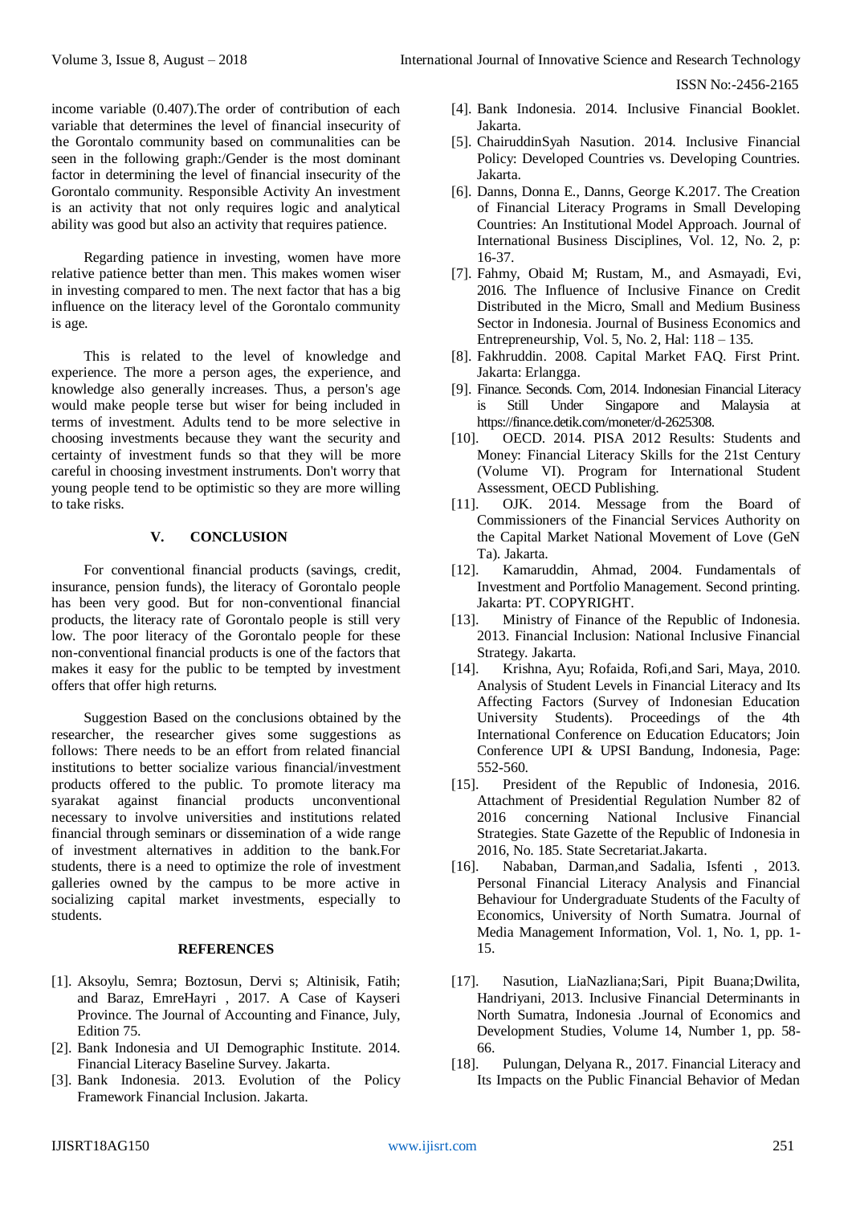income variable (0.407).The order of contribution of each variable that determines the level of financial insecurity of the Gorontalo community based on communalities can be seen in the following graph:/Gender is the most dominant factor in determining the level of financial insecurity of the Gorontalo community. Responsible Activity An investment is an activity that not only requires logic and analytical ability was good but also an activity that requires patience.

Regarding patience in investing, women have more relative patience better than men. This makes women wiser in investing compared to men. The next factor that has a big influence on the literacy level of the Gorontalo community is age.

This is related to the level of knowledge and experience. The more a person ages, the experience, and knowledge also generally increases. Thus, a person's age would make people terse but wiser for being included in terms of investment. Adults tend to be more selective in choosing investments because they want the security and certainty of investment funds so that they will be more careful in choosing investment instruments. Don't worry that young people tend to be optimistic so they are more willing to take risks.

## V. CONCLUSION

For conventional financial products (savings, credit, insurance, pension funds), the literacy of Gorontalo people has been very good. But for non-conventional financial products, the literacy rate of Gorontalo people is still very low. The poor literacy of the Gorontalo people for these non-conventional financial products is one of the factors that makes it easy for the public to be tempted by investment offers that offer high returns.

Suggestion Based on the conclusions obtained by the researcher, the researcher gives some suggestions as follows: There needs to be an effort from related financial institutions to better socialize various financial/investment products offered to the public. To promote literacy ma syarakat against financial products unconventional necessary to involve universities and institutions related financial through seminars or dissemination of a wide range of investment alternatives in addition to the bank.For students, there is a need to optimize the role of investment galleries owned by the campus to be more active in socializing capital market investments, especially to students.

## REFERENCES

[1]. Aksoylu, Semra; Boztosun, Dervi s; Altinisik, Fatih; and Baraz, EmreHayri , 2017. A Case of Kayseri Province. The Journal of Accounting and Finance, July, Edition 75.

[2]. Bank Indonesia and UI Demographic Institute. 2014. Financial Literacy Baseline Survey. Jakarta.

[3]. Bank Indonesia. 2013. Evolution of the Policy Framework Financial Inclusion. Jakarta.

[4]. Bank Indonesia. 2014. Inclusive Financial Booklet. Jakarta.

[5]. ChairuddinSyah Nasution. 2014. Inclusive Financial Policy: Developed Countries vs. Developing Countries. Jakarta.

[6]. Danns, Donna E., Danns, George K.2017. The Creation of Financial Literacy Programs in Small Developing Countries: An Institutional Model Approach. Journal of International Business Disciplines, Vol. 12, No. 2, p: 16-37.

[7]. Fahmy, Obaid M; Rustam, M., and Asmayadi, Evi, 2016. The Influence of Inclusive Finance on Credit Distributed in the Micro, Small and Medium Business Sector in Indonesia. Journal of Business Economics and Entrepreneurship, Vol. 5, No. 2, Hal: 118 – 135.

[8]. Fakhruddin. 2008. Capital Market FAQ. First Print. Jakarta: Erlangga.

[9]. Finance. Seconds. Com, 2014. Indonesian Financial Literacy is Still Under Singapore and Malaysia at https://finance.detik.com/moneter/d-2625308.

[10]. OECD. 2014. PISA 2012 Results: Students and Money: Financial Literacy Skills for the 21st Century (Volume VI). Program for International Student Assessment, OECD Publishing.

[11]. OJK. 2014. Message from the Board of Commissioners of the Financial Services Authority on the Capital Market National Movement of Love (GeN Ta). Jakarta.

[12]. Kamaruddin, Ahmad, 2004. Fundamentals of Investment and Portfolio Management. Second printing. Jakarta: PT. COPYRIGHT.

[13]. Ministry of Finance of the Republic of Indonesia. 2013. Financial Inclusion: National Inclusive Financial Strategy. Jakarta.

[14]. Krishna, Ayu; Rofaida, Rofi,and Sari, Maya, 2010. Analysis of Student Levels in Financial Literacy and Its Affecting Factors (Survey of Indonesian Education University Students). Proceedings of the 4th International Conference on Education Educators; Join Conference UPI & UPSI Bandung, Indonesia, Page: 552-560.

[15]. President of the Republic of Indonesia, 2016. Attachment of Presidential Regulation Number 82 of 2016 concerning National Inclusive Financial Strategies. State Gazette of the Republic of Indonesia in 2016, No. 185. State Secretariat.Jakarta.

[16]. Nababan, Darman,and Sadalia, Isfenti , 2013. Personal Financial Literacy Analysis and Financial Behaviour for Undergraduate Students of the Faculty of Economics, University of North Sumatra. Journal of Media Management Information, Vol. 1, No. 1, pp. 1-15.

[17]. Nasution, LiaNazliana;Sari, Pipit Buana;Dwilita, Handriyani, 2013. Inclusive Financial Determinants in North Sumatra, Indonesia .Journal of Economics and Development Studies, Volume 14, Number 1, pp. 58-66.

[18]. Pulungan, Delyana R., 2017. Financial Literacy and Its Impacts on the Public Financial Behavior of Medan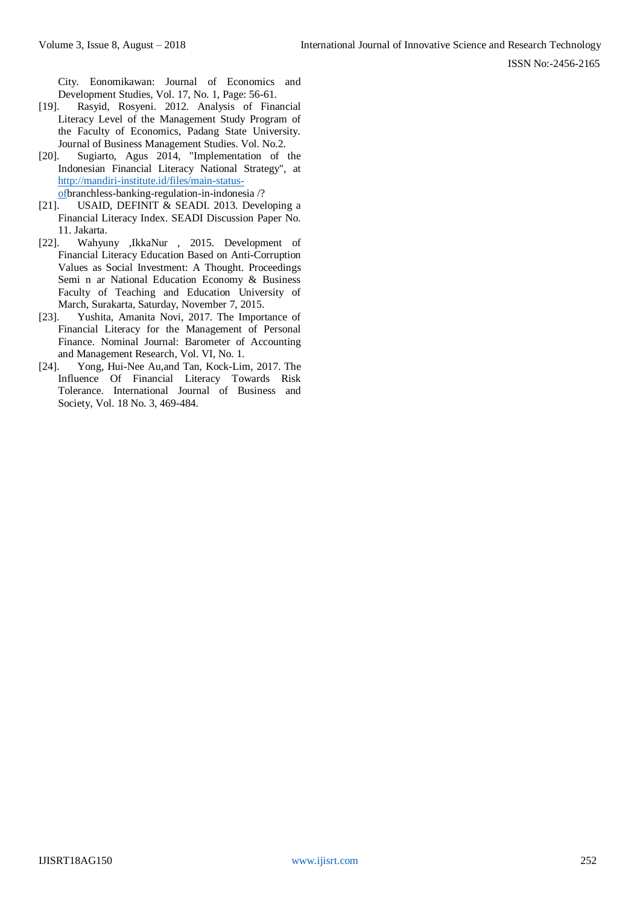City. Eonomikawan: Journal of Economics and Development Studies, Vol. 17, No. 1, Page: 56-61.

[19]. Rasyid, Rosyeni. 2012. Analysis of Financial Literacy Level of the Management Study Program of the Faculty of Economics, Padang State University. Journal of Business Management Studies. Vol. No.2.

[20]. Sugiarto, Agus 2014, "Implementation of the Indonesian Financial Literacy National Strategy", at http://mandiri-institute.id/files/main-status-ofbranchless-banking-regulation-in-indonesia /?

[21]. USAID, DEFINIT & SEADI. 2013. Developing a Financial Literacy Index. SEADI Discussion Paper No. 11. Jakarta.

[22]. Wahyuny ,IkkaNur , 2015. Development of Financial Literacy Education Based on Anti-Corruption Values as Social Investment: A Thought. Proceedings Semi n ar National Education Economy & Business Faculty of Teaching and Education University of March, Surakarta, Saturday, November 7, 2015.

[23]. Yushita, Amanita Novi, 2017. The Importance of Financial Literacy for the Management of Personal Finance. Nominal Journal: Barometer of Accounting and Management Research, Vol. VI, No. 1.

[24]. Yong, Hui-Nee Au,and Tan, Kock-Lim, 2017. The Influence Of Financial Literacy Towards Risk Tolerance. International Journal of Business and Society, Vol. 18 No. 3, 469-484.